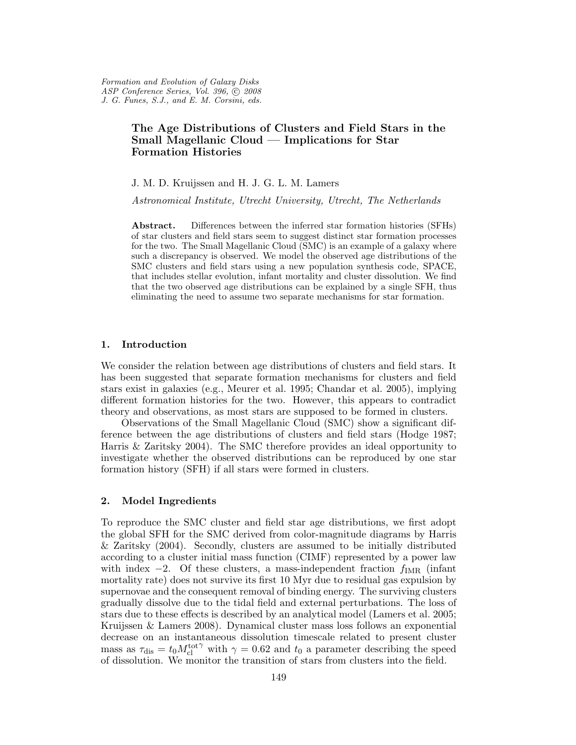*Formation and Evolution of Galaxy Disks*
*ASP Conference Series, Vol. 396, © 2008*
*J. G. Funes, S.J., and E. M. Corsini, eds.*

# The Age Distributions of Clusters and Field Stars in the Small Magellanic Cloud — Implications for Star Formation Histories

J. M. D. Kruijssen and H. J. G. L. M. Lamers

*Astronomical Institute, Utrecht University, Utrecht, The Netherlands*

**Abstract.** Differences between the inferred star formation histories (SFHs) of star clusters and field stars seem to suggest distinct star formation processes for the two. The Small Magellanic Cloud (SMC) is an example of a galaxy where such a discrepancy is observed. We model the observed age distributions of the SMC clusters and field stars using a new population synthesis code, SPACE, that includes stellar evolution, infant mortality and cluster dissolution. We find that the two observed age distributions can be explained by a single SFH, thus eliminating the need to assume two separate mechanisms for star formation.

## 1. Introduction

We consider the relation between age distributions of clusters and field stars. It has been suggested that separate formation mechanisms for clusters and field stars exist in galaxies (e.g., Meurer et al. 1995; Chandar et al. 2005), implying different formation histories for the two. However, this appears to contradict theory and observations, as most stars are supposed to be formed in clusters.

Observations of the Small Magellanic Cloud (SMC) show a significant difference between the age distributions of clusters and field stars (Hodge 1987; Harris & Zaritsky 2004). The SMC therefore provides an ideal opportunity to investigate whether the observed distributions can be reproduced by one star formation history (SFH) if all stars were formed in clusters.

## 2. Model Ingredients

To reproduce the SMC cluster and field star age distributions, we first adopt the global SFH for the SMC derived from color-magnitude diagrams by Harris & Zaritsky (2004). Secondly, clusters are assumed to be initially distributed according to a cluster initial mass function (CIMF) represented by a power law with index −2. Of these clusters, a mass-independent fraction $f_{\rm IMR}$ (infant mortality rate) does not survive its first 10 Myr due to residual gas expulsion by supernovae and the consequent removal of binding energy. The surviving clusters gradually dissolve due to the tidal field and external perturbations. The loss of stars due to these effects is described by an analytical model (Lamers et al. 2005; Kruijssen & Lamers 2008). Dynamical cluster mass loss follows an exponential decrease on an instantaneous dissolution timescale related to present cluster mass as $\tau_{\rm dis} = t_0 {M_{\rm cl}^{\rm tot}}^{\gamma}$ with $\gamma = 0.62$ and $t_0$ a parameter describing the speed of dissolution. We monitor the transition of stars from clusters into the field.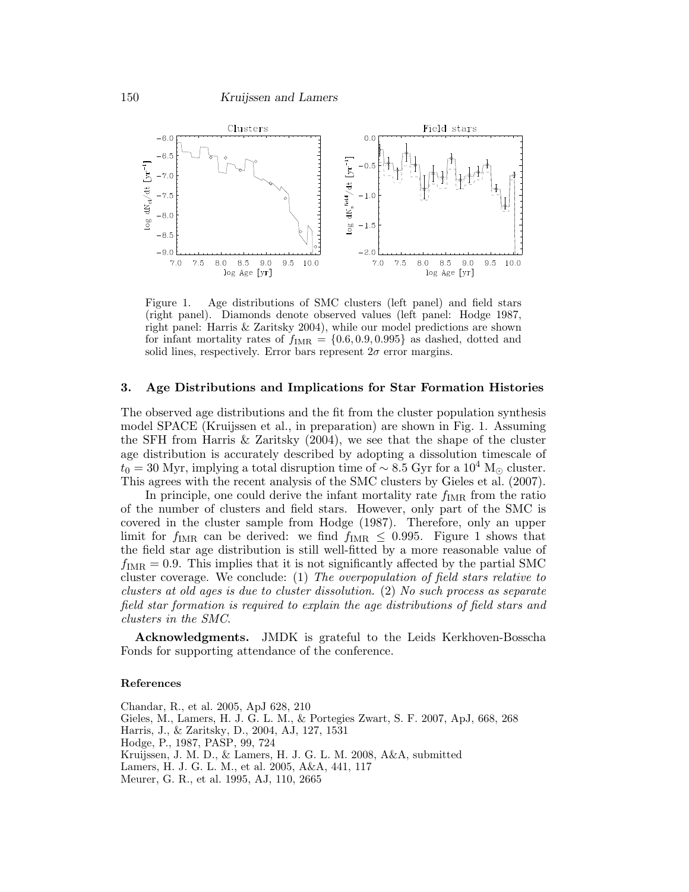Clusters

log dN$_{cl}$/dt [yr$^{-1}$]

log Age [yr]

Field stars

log dN$_s^{field}$/dt [yr$^{-1}$]

log Age [yr]

Figure 1. Age distributions of SMC clusters (left panel) and field stars (right panel). Diamonds denote observed values (left panel: Hodge 1987, right panel: Harris & Zaritsky 2004), while our model predictions are shown for infant mortality rates of $f_{\rm IMR} = \{0.6, 0.9, 0.995\}$ as dashed, dotted and solid lines, respectively. Error bars represent $2\sigma$ error margins.

## 3. Age Distributions and Implications for Star Formation Histories

The observed age distributions and the fit from the cluster population synthesis model SPACE (Kruijssen et al., in preparation) are shown in Fig. 1. Assuming the SFH from Harris & Zaritsky (2004), we see that the shape of the cluster age distribution is accurately described by adopting a dissolution timescale of $t_0 = 30$ Myr, implying a total disruption time of $\sim 8.5$ Gyr for a $10^4$ $M_\odot$ cluster. This agrees with the recent analysis of the SMC clusters by Gieles et al. (2007).

In principle, one could derive the infant mortality rate $f_{\rm IMR}$ from the ratio of the number of clusters and field stars. However, only part of the SMC is covered in the cluster sample from Hodge (1987). Therefore, only an upper limit for $f_{\rm IMR}$ can be derived: we find $f_{\rm IMR} \leq 0.995$. Figure 1 shows that the field star age distribution is still well-fitted by a more reasonable value of $f_{\rm IMR} = 0.9$. This implies that it is not significantly affected by the partial SMC cluster coverage. We conclude: (1) *The overpopulation of field stars relative to clusters at old ages is due to cluster dissolution.* (2) *No such process as separate field star formation is required to explain the age distributions of field stars and clusters in the SMC.*

**Acknowledgments.** JMDK is grateful to the Leids Kerkhoven-Bosscha Fonds for supporting attendance of the conference.

### References

Chandar, R., et al. 2005, ApJ 628, 210

Gieles, M., Lamers, H. J. G. L. M., & Portegies Zwart, S. F. 2007, ApJ, 668, 268

Harris, J., & Zaritsky, D., 2004, AJ, 127, 1531

Hodge, P., 1987, PASP, 99, 724

Kruijssen, J. M. D., & Lamers, H. J. G. L. M. 2008, A&A, submitted

Lamers, H. J. G. L. M., et al. 2005, A&A, 441, 117

Meurer, G. R., et al. 1995, AJ, 110, 2665